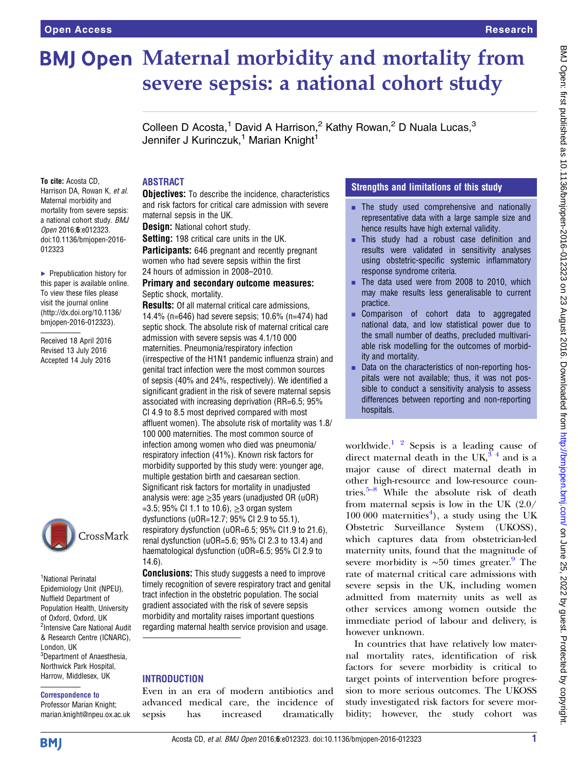Open Access | Research

# Maternal morbidity and mortality from severe sepsis: a national cohort study

Colleen D Acosta,[1] David A Harrison,[2] Kathy Rowan,[2] D Nuala Lucas,[3] Jennifer J Kurinczuk,[1] Marian Knight[1]

**To cite:** Acosta CD, Harrison DA, Rowan K, *et al*. Maternal morbidity and mortality from severe sepsis: a national cohort study. *BMJ Open* 2016;**6**:e012323. doi:10.1136/bmjopen-2016-012323

▸ Prepublication history for this paper is available online. To view these files please visit the journal online (http://dx.doi.org/10.1136/bmjopen-2016-012323).

Received 18 April 2016
Revised 13 July 2016
Accepted 14 July 2016

[1]National Perinatal Epidemiology Unit (NPEU), Nuffield Department of Population Health, University of Oxford, Oxford, UK
[2]Intensive Care National Audit & Research Centre (ICNARC), London, UK
[3]Department of Anaesthesia, Northwick Park Hospital, Harrow, Middlesex, UK

**Correspondence to**
Professor Marian Knight; marian.knight@npeu.ox.ac.uk

## ABSTRACT

**Objectives:** To describe the incidence, characteristics and risk factors for critical care admission with severe maternal sepsis in the UK.

**Design:** National cohort study.

**Setting:** 198 critical care units in the UK.

**Participants:** 646 pregnant and recently pregnant women who had severe sepsis within the first 24 hours of admission in 2008–2010.

**Primary and secondary outcome measures:** Septic shock, mortality.

**Results:** Of all maternal critical care admissions, 14.4% (n=646) had severe sepsis; 10.6% (n=474) had septic shock. The absolute risk of maternal critical care admission with severe sepsis was 4.1/10 000 maternities. Pneumonia/respiratory infection (irrespective of the H1N1 pandemic influenza strain) and genital tract infection were the most common sources of sepsis (40% and 24%, respectively). We identified a significant gradient in the risk of severe maternal sepsis associated with increasing deprivation (RR=6.5; 95% CI 4.9 to 8.5 most deprived compared with most affluent women). The absolute risk of mortality was 1.8/100 000 maternities. The most common source of infection among women who died was pneumonia/respiratory infection (41%). Known risk factors for morbidity supported by this study were: younger age, multiple gestation birth and caesarean section. Significant risk factors for mortality in unadjusted analysis were: age ≥35 years (unadjusted OR (uOR) =3.5; 95% CI 1.1 to 10.6), ≥3 organ system dysfunctions (uOR=12.7; 95% CI 2.9 to 55.1), respiratory dysfunction (uOR=6.5; 95% CI1.9 to 21.6), renal dysfunction (uOR=5.6; 95% CI 2.3 to 13.4) and haematological dysfunction (uOR=6.5; 95% CI 2.9 to 14.6).

**Conclusions:** This study suggests a need to improve timely recognition of severe respiratory tract and genital tract infection in the obstetric population. The social gradient associated with the risk of severe sepsis morbidity and mortality raises important questions regarding maternal health service provision and usage.

### Strengths and limitations of this study

- The study used comprehensive and nationally representative data with a large sample size and hence results have high external validity.
- This study had a robust case definition and results were validated in sensitivity analyses using obstetric-specific systemic inflammatory response syndrome criteria.
- The data used were from 2008 to 2010, which may make results less generalisable to current practice.
- Comparison of cohort data to aggregated national data, and low statistical power due to the small number of deaths, precluded multivariable risk modelling for the outcomes of morbidity and mortality.
- Data on the characteristics of non-reporting hospitals were not available; thus, it was not possible to conduct a sensitivity analysis to assess differences between reporting and non-reporting hospitals.

## INTRODUCTION

Even in an era of modern antibiotics and advanced medical care, the incidence of sepsis has increased dramatically worldwide.[1 2] Sepsis is a leading cause of direct maternal death in the UK,[3 4] and is a major cause of direct maternal death in other high-resource and low-resource countries.[5–8] While the absolute risk of death from maternal sepsis is low in the UK (2.0/100 000 maternities[4]), a study using the UK Obstetric Surveillance System (UKOSS), which captures data from obstetrician-led maternity units, found that the magnitude of severe morbidity is ∼50 times greater.[9] The rate of maternal critical care admissions with severe sepsis in the UK, including women admitted from maternity units as well as other services among women outside the immediate period of labour and delivery, is however unknown.

In countries that have relatively low maternal mortality rates, identification of risk factors for severe morbidity is critical to target points of intervention before progression to more serious outcomes. The UKOSS study investigated risk factors for severe morbidity; however, the study cohort was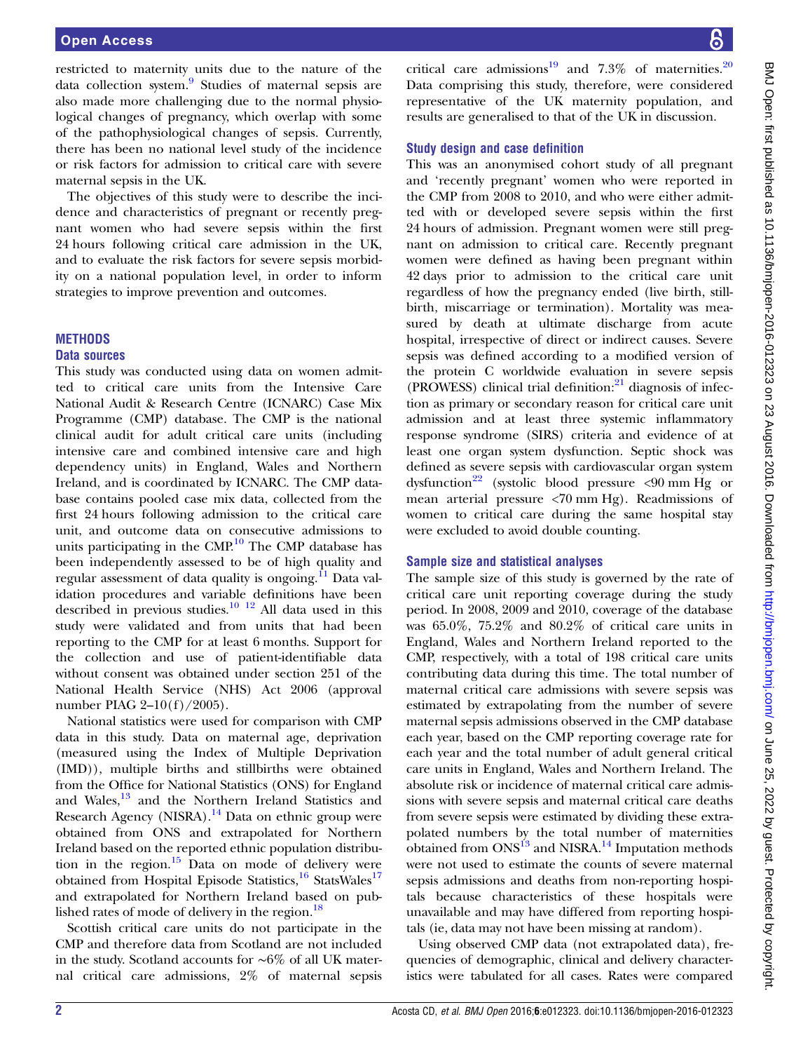restricted to maternity units due to the nature of the data collection system.[9] Studies of maternal sepsis are also made more challenging due to the normal physiological changes of pregnancy, which overlap with some of the pathophysiological changes of sepsis. Currently, there has been no national level study of the incidence or risk factors for admission to critical care with severe maternal sepsis in the UK.

The objectives of this study were to describe the incidence and characteristics of pregnant or recently pregnant women who had severe sepsis within the first 24 hours following critical care admission in the UK, and to evaluate the risk factors for severe sepsis morbidity on a national population level, in order to inform strategies to improve prevention and outcomes.

## METHODS

### Data sources

This study was conducted using data on women admitted to critical care units from the Intensive Care National Audit & Research Centre (ICNARC) Case Mix Programme (CMP) database. The CMP is the national clinical audit for adult critical care units (including intensive care and combined intensive care and high dependency units) in England, Wales and Northern Ireland, and is coordinated by ICNARC. The CMP database contains pooled case mix data, collected from the first 24 hours following admission to the critical care unit, and outcome data on consecutive admissions to units participating in the CMP.[10] The CMP database has been independently assessed to be of high quality and regular assessment of data quality is ongoing.[11] Data validation procedures and variable definitions have been described in previous studies.[10,12] All data used in this study were validated and from units that had been reporting to the CMP for at least 6 months. Support for the collection and use of patient-identifiable data without consent was obtained under section 251 of the National Health Service (NHS) Act 2006 (approval number PIAG 2–10(f)/2005).

National statistics were used for comparison with CMP data in this study. Data on maternal age, deprivation (measured using the Index of Multiple Deprivation (IMD)), multiple births and stillbirths were obtained from the Office for National Statistics (ONS) for England and Wales,[13] and the Northern Ireland Statistics and Research Agency (NISRA).[14] Data on ethnic group were obtained from ONS and extrapolated for Northern Ireland based on the reported ethnic population distribution in the region.[15] Data on mode of delivery were obtained from Hospital Episode Statistics,[16] StatsWales[17] and extrapolated for Northern Ireland based on published rates of mode of delivery in the region.[18]

Scottish critical care units do not participate in the CMP and therefore data from Scotland are not included in the study. Scotland accounts for ~6% of all UK maternal critical care admissions, 2% of maternal sepsis critical care admissions[19] and 7.3% of maternities.[20] Data comprising this study, therefore, were considered representative of the UK maternity population, and results are generalised to that of the UK in discussion.

### Study design and case definition

This was an anonymised cohort study of all pregnant and 'recently pregnant' women who were reported in the CMP from 2008 to 2010, and who were either admitted with or developed severe sepsis within the first 24 hours of admission. Pregnant women were still pregnant on admission to critical care. Recently pregnant women were defined as having been pregnant within 42 days prior to admission to the critical care unit regardless of how the pregnancy ended (live birth, stillbirth, miscarriage or termination). Mortality was measured by death at ultimate discharge from acute hospital, irrespective of direct or indirect causes. Severe sepsis was defined according to a modified version of the protein C worldwide evaluation in severe sepsis (PROWESS) clinical trial definition:[21] diagnosis of infection as primary or secondary reason for critical care unit admission and at least three systemic inflammatory response syndrome (SIRS) criteria and evidence of at least one organ system dysfunction. Septic shock was defined as severe sepsis with cardiovascular organ system dysfunction[22] (systolic blood pressure <90 mm Hg or mean arterial pressure <70 mm Hg). Readmissions of women to critical care during the same hospital stay were excluded to avoid double counting.

### Sample size and statistical analyses

The sample size of this study is governed by the rate of critical care unit reporting coverage during the study period. In 2008, 2009 and 2010, coverage of the database was 65.0%, 75.2% and 80.2% of critical care units in England, Wales and Northern Ireland reported to the CMP, respectively, with a total of 198 critical care units contributing data during this time. The total number of maternal critical care admissions with severe sepsis was estimated by extrapolating from the number of severe maternal sepsis admissions observed in the CMP database each year, based on the CMP reporting coverage rate for each year and the total number of adult general critical care units in England, Wales and Northern Ireland. The absolute risk or incidence of maternal critical care admissions with severe sepsis and maternal critical care deaths from severe sepsis were estimated by dividing these extrapolated numbers by the total number of maternities obtained from ONS[13] and NISRA.[14] Imputation methods were not used to estimate the counts of severe maternal sepsis admissions and deaths from non-reporting hospitals because characteristics of these hospitals were unavailable and may have differed from reporting hospitals (ie, data may not have been missing at random).

Using observed CMP data (not extrapolated data), frequencies of demographic, clinical and delivery characteristics were tabulated for all cases. Rates were compared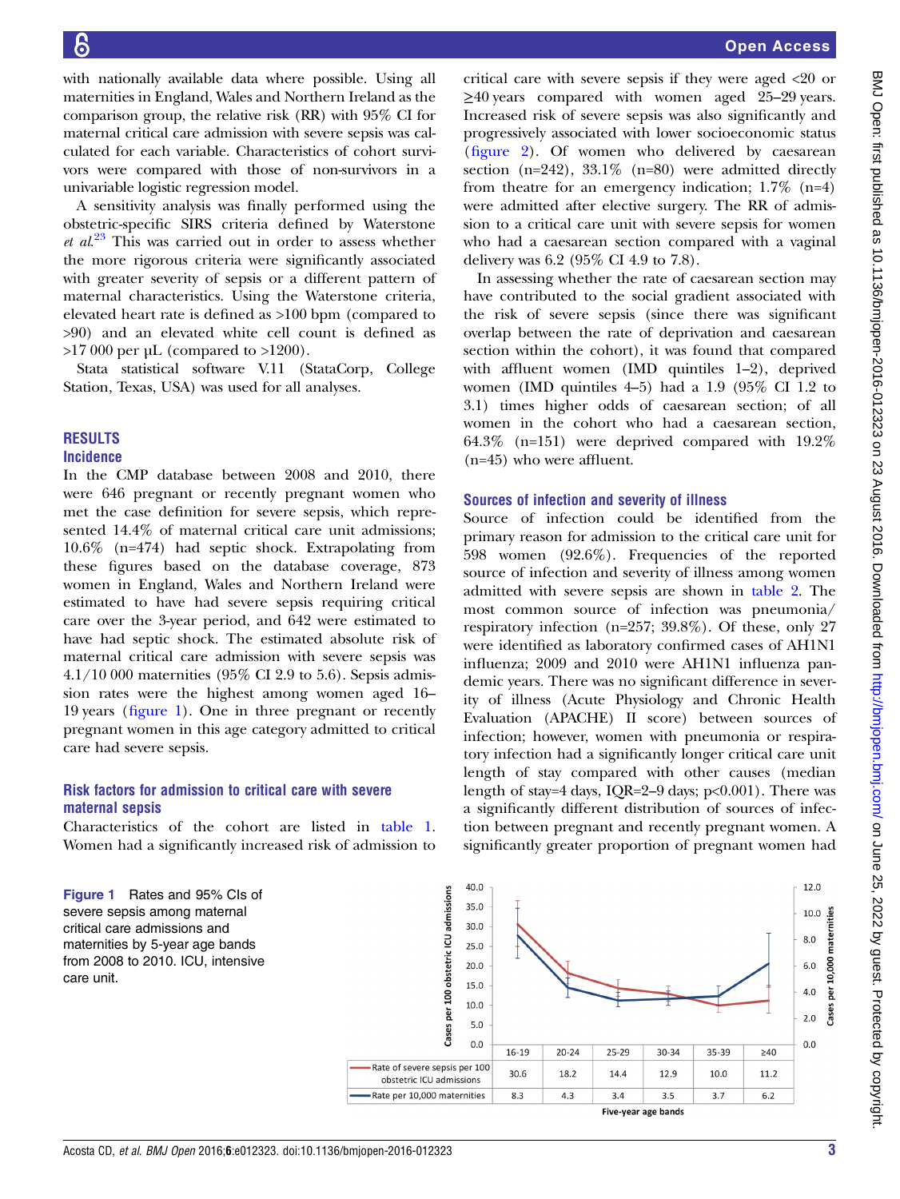with nationally available data where possible. Using all maternities in England, Wales and Northern Ireland as the comparison group, the relative risk (RR) with 95% CI for maternal critical care admission with severe sepsis was calculated for each variable. Characteristics of cohort survivors were compared with those of non-survivors in a univariable logistic regression model.

A sensitivity analysis was finally performed using the obstetric-specific SIRS criteria defined by Waterstone *et al*.[23] This was carried out in order to assess whether the more rigorous criteria were significantly associated with greater severity of sepsis or a different pattern of maternal characteristics. Using the Waterstone criteria, elevated heart rate is defined as >100 bpm (compared to >90) and an elevated white cell count is defined as >17 000 per μL (compared to >1200).

Stata statistical software V.11 (StataCorp, College Station, Texas, USA) was used for all analyses.

## RESULTS

### Incidence

In the CMP database between 2008 and 2010, there were 646 pregnant or recently pregnant women who met the case definition for severe sepsis, which represented 14.4% of maternal critical care unit admissions; 10.6% (n=474) had septic shock. Extrapolating from these figures based on the database coverage, 873 women in England, Wales and Northern Ireland were estimated to have had severe sepsis requiring critical care over the 3-year period, and 642 were estimated to have had septic shock. The estimated absolute risk of maternal critical care admission with severe sepsis was 4.1/10 000 maternities (95% CI 2.9 to 5.6). Sepsis admission rates were the highest among women aged 16–19 years (figure 1). One in three pregnant or recently pregnant women in this age category admitted to critical care had severe sepsis.

### Risk factors for admission to critical care with severe maternal sepsis

Characteristics of the cohort are listed in table 1. Women had a significantly increased risk of admission to critical care with severe sepsis if they were aged <20 or ≥40 years compared with women aged 25–29 years. Increased risk of severe sepsis was also significantly and progressively associated with lower socioeconomic status (figure 2). Of women who delivered by caesarean section (n=242), 33.1% (n=80) were admitted directly from theatre for an emergency indication; 1.7% (n=4) were admitted after elective surgery. The RR of admission to a critical care unit with severe sepsis for women who had a caesarean section compared with a vaginal delivery was 6.2 (95% CI 4.9 to 7.8).

In assessing whether the rate of caesarean section may have contributed to the social gradient associated with the risk of severe sepsis (since there was significant overlap between the rate of deprivation and caesarean section within the cohort), it was found that compared with affluent women (IMD quintiles 1–2), deprived women (IMD quintiles 4–5) had a 1.9 (95% CI 1.2 to 3.1) times higher odds of caesarean section; of all women in the cohort who had a caesarean section, 64.3% (n=151) were deprived compared with 19.2% (n=45) who were affluent.

### Sources of infection and severity of illness

Source of infection could be identified from the primary reason for admission to the critical care unit for 598 women (92.6%). Frequencies of the reported source of infection and severity of illness among women admitted with severe sepsis are shown in table 2. The most common source of infection was pneumonia/respiratory infection (n=257; 39.8%). Of these, only 27 were identified as laboratory confirmed cases of AH1N1 influenza; 2009 and 2010 were AH1N1 influenza pandemic years. There was no significant difference in severity of illness (Acute Physiology and Chronic Health Evaluation (APACHE) II score) between sources of infection; however, women with pneumonia or respiratory infection had a significantly longer critical care unit length of stay compared with other causes (median length of stay=4 days, IQR=2–9 days; p<0.001). There was a significantly different distribution of sources of infection between pregnant and recently pregnant women. A significantly greater proportion of pregnant women had

| Five-year age bands | 16-19 | 20-24 | 25-29 | 30-34 | 35-39 | ≥40 |
|---|---|---|---|---|---|---|
| Rate of severe sepsis per 100 obstetric ICU admissions | 30.6 | 18.2 | 14.4 | 12.9 | 10.0 | 11.2 |
| Rate per 10,000 maternities | 8.3 | 4.3 | 3.4 | 3.5 | 3.7 | 6.2 |

**Figure 1** Rates and 95% CIs of severe sepsis among maternal critical care admissions and maternities by 5-year age bands from 2008 to 2010. ICU, intensive care unit.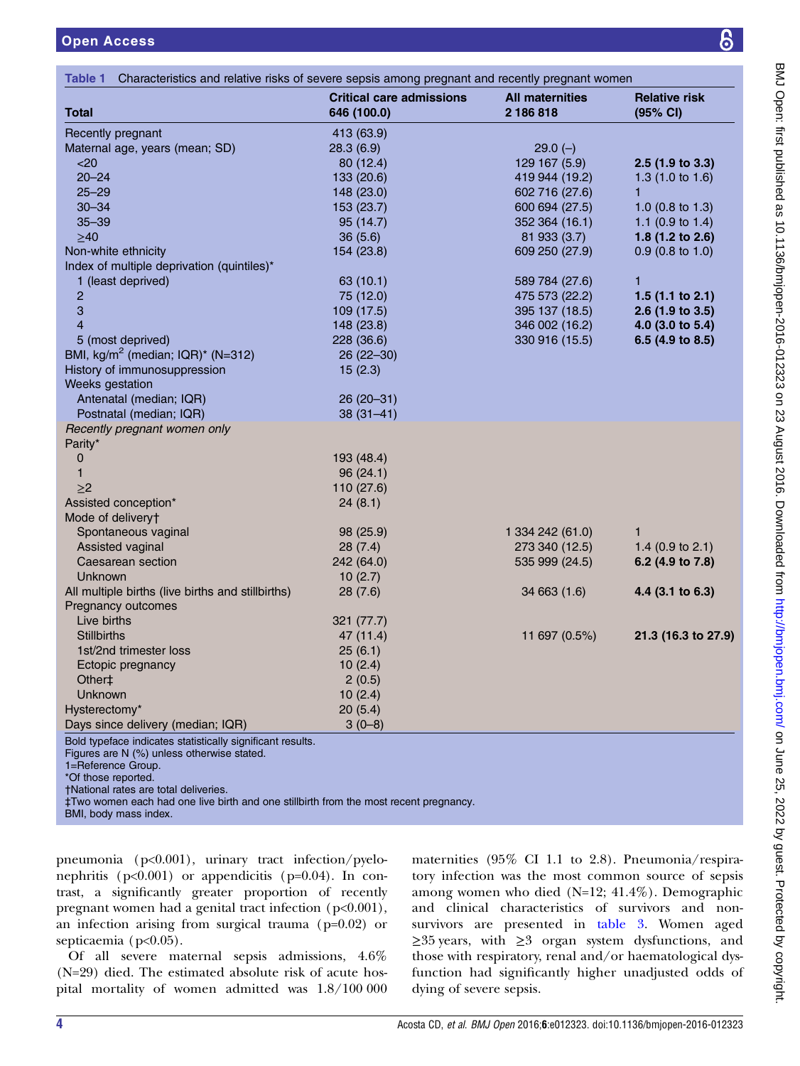**Table 1** Characteristics and relative risks of severe sepsis among pregnant and recently pregnant women

| Total | Critical care admissions 646 (100.0) | All maternities 2 186 818 | Relative risk (95% CI) |
|---|---|---|---|
| Recently pregnant | 413 (63.9) | | |
| Maternal age, years (mean; SD) | 28.3 (6.9) | 29.0 (–) | |
| <20 | 80 (12.4) | 129 167 (5.9) | **2.5 (1.9 to 3.3)** |
| 20–24 | 133 (20.6) | 419 944 (19.2) | 1.3 (1.0 to 1.6) |
| 25–29 | 148 (23.0) | 602 716 (27.6) | 1 |
| 30–34 | 153 (23.7) | 600 694 (27.5) | 1.0 (0.8 to 1.3) |
| 35–39 | 95 (14.7) | 352 364 (16.1) | 1.1 (0.9 to 1.4) |
| ≥40 | 36 (5.6) | 81 933 (3.7) | **1.8 (1.2 to 2.6)** |
| Non-white ethnicity | 154 (23.8) | 609 250 (27.9) | 0.9 (0.8 to 1.0) |
| Index of multiple deprivation (quintiles)* | | | |
| 1 (least deprived) | 63 (10.1) | 589 784 (27.6) | 1 |
| 2 | 75 (12.0) | 475 573 (22.2) | **1.5 (1.1 to 2.1)** |
| 3 | 109 (17.5) | 395 137 (18.5) | **2.6 (1.9 to 3.5)** |
| 4 | 148 (23.8) | 346 002 (16.2) | **4.0 (3.0 to 5.4)** |
| 5 (most deprived) | 228 (36.6) | 330 916 (15.5) | **6.5 (4.9 to 8.5)** |
| BMI, kg/m$^2$ (median; IQR)* (N=312) | 26 (22–30) | | |
| History of immunosuppression | 15 (2.3) | | |
| Weeks gestation | | | |
| Antenatal (median; IQR) | 26 (20–31) | | |
| Postnatal (median; IQR) | 38 (31–41) | | |
| *Recently pregnant women only* | | | |
| Parity* | | | |
| 0 | 193 (48.4) | | |
| 1 | 96 (24.1) | | |
| ≥2 | 110 (27.6) | | |
| Assisted conception* | 24 (8.1) | | |
| Mode of delivery† | | | |
| Spontaneous vaginal | 98 (25.9) | 1 334 242 (61.0) | 1 |
| Assisted vaginal | 28 (7.4) | 273 340 (12.5) | 1.4 (0.9 to 2.1) |
| Caesarean section | 242 (64.0) | 535 999 (24.5) | **6.2 (4.9 to 7.8)** |
| Unknown | 10 (2.7) | | |
| All multiple births (live births and stillbirths) | 28 (7.6) | 34 663 (1.6) | **4.4 (3.1 to 6.3)** |
| Pregnancy outcomes | | | |
| Live births | 321 (77.7) | | |
| Stillbirths | 47 (11.4) | 11 697 (0.5%) | **21.3 (16.3 to 27.9)** |
| 1st/2nd trimester loss | 25 (6.1) | | |
| Ectopic pregnancy | 10 (2.4) | | |
| Other‡ | 2 (0.5) | | |
| Unknown | 10 (2.4) | | |
| Hysterectomy* | 20 (5.4) | | |
| Days since delivery (median; IQR) | 3 (0–8) | | |

Bold typeface indicates statistically significant results.
Figures are N (%) unless otherwise stated.
1=Reference Group.
*Of those reported.
†National rates are total deliveries.
‡Two women each had one live birth and one stillbirth from the most recent pregnancy.
BMI, body mass index.

pneumonia (p<0.001), urinary tract infection/pyelonephritis (p<0.001) or appendicitis (p=0.04). In contrast, a significantly greater proportion of recently pregnant women had a genital tract infection (p<0.001), an infection arising from surgical trauma (p=0.02) or septicaemia (p<0.05).

Of all severe maternal sepsis admissions, 4.6% (N=29) died. The estimated absolute risk of acute hospital mortality of women admitted was 1.8/100 000 maternities (95% CI 1.1 to 2.8). Pneumonia/respiratory infection was the most common source of sepsis among women who died (N=12; 41.4%). Demographic and clinical characteristics of survivors and non-survivors are presented in table 3. Women aged ≥35 years, with ≥3 organ system dysfunctions, and those with respiratory, renal and/or haematological dysfunction had significantly higher unadjusted odds of dying of severe sepsis.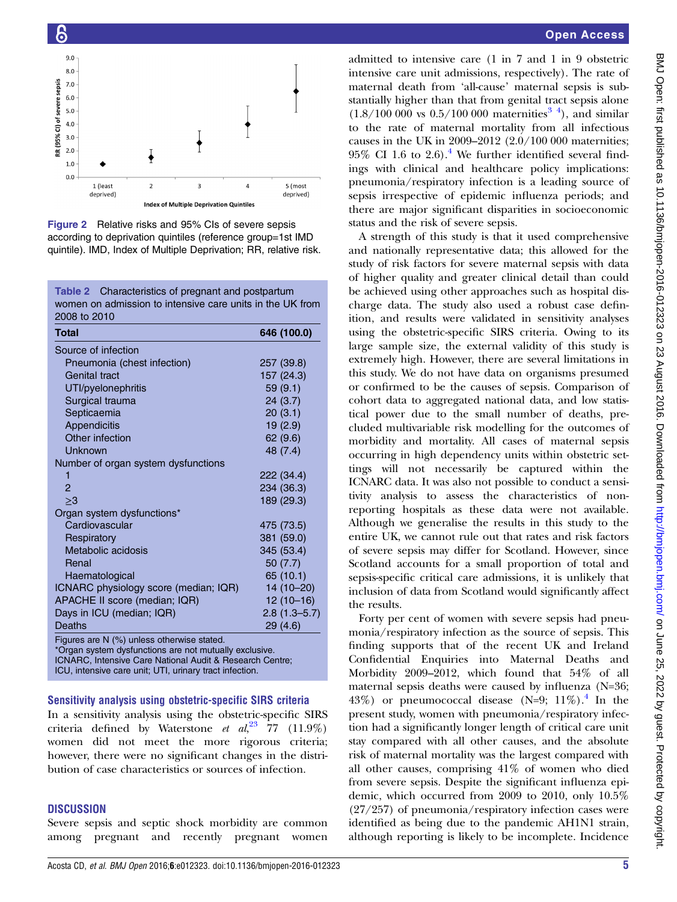RR (95% CI) of severe sepsis

9.0
8.0
7.0
6.0
5.0
4.0
3.0
2.0
1.0
0.0

1 (least deprived)
2
3
4
5 (most deprived)

Index of Multiple Deprivation Quintiles

**Figure 2** Relative risks and 95% CIs of severe sepsis according to deprivation quintiles (reference group=1st IMD quintile). IMD, Index of Multiple Deprivation; RR, relative risk.

**Table 2** Characteristics of pregnant and postpartum women on admission to intensive care units in the UK from 2008 to 2010

| Total | 646 (100.0) |
|---|---|
| Source of infection | |
| Pneumonia (chest infection) | 257 (39.8) |
| Genital tract | 157 (24.3) |
| UTI/pyelonephritis | 59 (9.1) |
| Surgical trauma | 24 (3.7) |
| Septicaemia | 20 (3.1) |
| Appendicitis | 19 (2.9) |
| Other infection | 62 (9.6) |
| Unknown | 48 (7.4) |
| Number of organ system dysfunctions | |
| 1 | 222 (34.4) |
| 2 | 234 (36.3) |
| ≥3 | 189 (29.3) |
| Organ system dysfunctions* | |
| Cardiovascular | 475 (73.5) |
| Respiratory | 381 (59.0) |
| Metabolic acidosis | 345 (53.4) |
| Renal | 50 (7.7) |
| Haematological | 65 (10.1) |
| ICNARC physiology score (median; IQR) | 14 (10–20) |
| APACHE II score (median; IQR) | 12 (10–16) |
| Days in ICU (median; IQR) | 2.8 (1.3–5.7) |
| Deaths | 29 (4.6) |

Figures are N (%) unless otherwise stated.
*Organ system dysfunctions are not mutually exclusive.
ICNARC, Intensive Care National Audit & Research Centre; ICU, intensive care unit; UTI, urinary tract infection.

### Sensitivity analysis using obstetric-specific SIRS criteria

In a sensitivity analysis using the obstetric-specific SIRS criteria defined by Waterstone *et al*,[23] 77 (11.9%) women did not meet the more rigorous criteria; however, there were no significant changes in the distribution of case characteristics or sources of infection.

## DISCUSSION

Severe sepsis and septic shock morbidity are common among pregnant and recently pregnant women admitted to intensive care (1 in 7 and 1 in 9 obstetric intensive care unit admissions, respectively). The rate of maternal death from 'all-cause' maternal sepsis is substantially higher than that from genital tract sepsis alone (1.8/100 000 vs 0.5/100 000 maternities[3 4]), and similar to the rate of maternal mortality from all infectious causes in the UK in 2009–2012 (2.0/100 000 maternities; 95% CI 1.6 to 2.6).[4] We further identified several findings with clinical and healthcare policy implications: pneumonia/respiratory infection is a leading source of sepsis irrespective of epidemic influenza periods; and there are major significant disparities in socioeconomic status and the risk of severe sepsis.

A strength of this study is that it used comprehensive and nationally representative data; this allowed for the study of risk factors for severe maternal sepsis with data of higher quality and greater clinical detail than could be achieved using other approaches such as hospital discharge data. The study also used a robust case definition, and results were validated in sensitivity analyses using the obstetric-specific SIRS criteria. Owing to its large sample size, the external validity of this study is extremely high. However, there are several limitations in this study. We do not have data on organisms presumed or confirmed to be the causes of sepsis. Comparison of cohort data to aggregated national data, and low statistical power due to the small number of deaths, precluded multivariable risk modelling for the outcomes of morbidity and mortality. All cases of maternal sepsis occurring in high dependency units within obstetric settings will not necessarily be captured within the ICNARC data. It was also not possible to conduct a sensitivity analysis to assess the characteristics of non-reporting hospitals as these data were not available. Although we generalise the results in this study to the entire UK, we cannot rule out that rates and risk factors of severe sepsis may differ for Scotland. However, since Scotland accounts for a small proportion of total and sepsis-specific critical care admissions, it is unlikely that inclusion of data from Scotland would significantly affect the results.

Forty per cent of women with severe sepsis had pneumonia/respiratory infection as the source of sepsis. This finding supports that of the recent UK and Ireland Confidential Enquiries into Maternal Deaths and Morbidity 2009–2012, which found that 54% of all maternal sepsis deaths were caused by influenza (N=36; 43%) or pneumococcal disease (N=9; 11%).[4] In the present study, women with pneumonia/respiratory infection had a significantly longer length of critical care unit stay compared with all other causes, and the absolute risk of maternal mortality was the largest compared with all other causes, comprising 41% of women who died from severe sepsis. Despite the significant influenza epidemic, which occurred from 2009 to 2010, only 10.5% (27/257) of pneumonia/respiratory infection cases were identified as being due to the pandemic AH1N1 strain, although reporting is likely to be incomplete. Incidence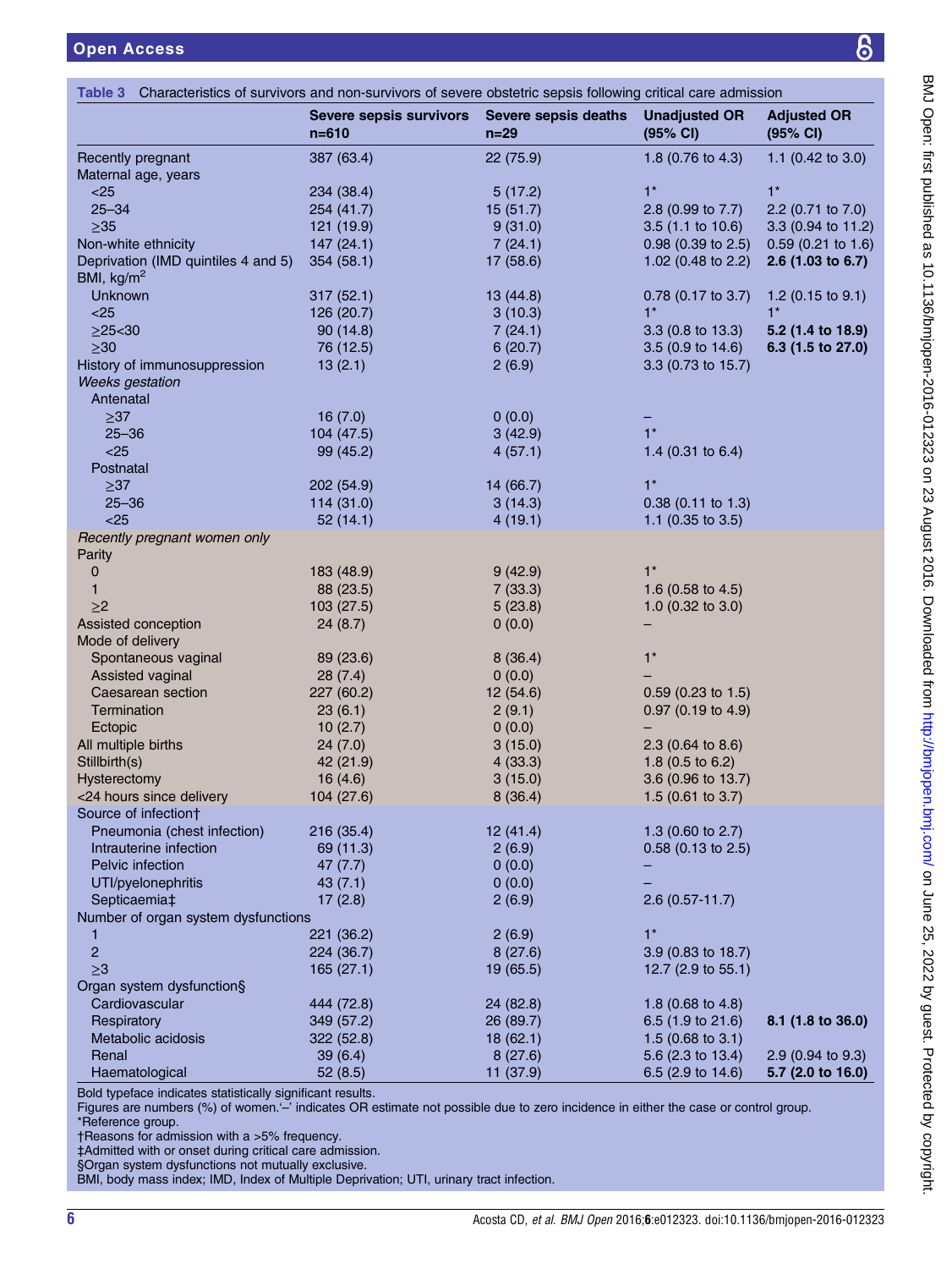**Table 3** Characteristics of survivors and non-survivors of severe obstetric sepsis following critical care admission

| | Severe sepsis survivors n=610 | Severe sepsis deaths n=29 | Unadjusted OR (95% CI) | Adjusted OR (95% CI) |
|---|---|---|---|---|
| Recently pregnant | 387 (63.4) | 22 (75.9) | 1.8 (0.76 to 4.3) | 1.1 (0.42 to 3.0) |
| Maternal age, years | | | | |
| <25 | 234 (38.4) | 5 (17.2) | 1* | 1* |
| 25–34 | 254 (41.7) | 15 (51.7) | 2.8 (0.99 to 7.7) | 2.2 (0.71 to 7.0) |
| ≥35 | 121 (19.9) | 9 (31.0) | 3.5 (1.1 to 10.6) | 3.3 (0.94 to 11.2) |
| Non-white ethnicity | 147 (24.1) | 7 (24.1) | 0.98 (0.39 to 2.5) | 0.59 (0.21 to 1.6) |
| Deprivation (IMD quintiles 4 and 5) | 354 (58.1) | 17 (58.6) | 1.02 (0.48 to 2.2) | **2.6 (1.03 to 6.7)** |
| BMI, kg/m$^2$ | | | | |
| Unknown | 317 (52.1) | 13 (44.8) | 0.78 (0.17 to 3.7) | 1.2 (0.15 to 9.1) |
| <25 | 126 (20.7) | 3 (10.3) | 1* | 1* |
| ≥25<30 | 90 (14.8) | 7 (24.1) | 3.3 (0.8 to 13.3) | **5.2 (1.4 to 18.9)** |
| ≥30 | 76 (12.5) | 6 (20.7) | 3.5 (0.9 to 14.6) | **6.3 (1.5 to 27.0)** |
| History of immunosuppression | 13 (2.1) | 2 (6.9) | 3.3 (0.73 to 15.7) | |
| *Weeks gestation* | | | | |
| Antenatal | | | | |
| ≥37 | 16 (7.0) | 0 (0.0) | – | |
| 25–36 | 104 (47.5) | 3 (42.9) | 1* | |
| <25 | 99 (45.2) | 4 (57.1) | 1.4 (0.31 to 6.4) | |
| Postnatal | | | | |
| ≥37 | 202 (54.9) | 14 (66.7) | 1* | |
| 25–36 | 114 (31.0) | 3 (14.3) | 0.38 (0.11 to 1.3) | |
| <25 | 52 (14.1) | 4 (19.1) | 1.1 (0.35 to 3.5) | |
| *Recently pregnant women only* | | | | |
| Parity | | | | |
| 0 | 183 (48.9) | 9 (42.9) | 1* | |
| 1 | 88 (23.5) | 7 (33.3) | 1.6 (0.58 to 4.5) | |
| ≥2 | 103 (27.5) | 5 (23.8) | 1.0 (0.32 to 3.0) | |
| Assisted conception | 24 (8.7) | 0 (0.0) | – | |
| Mode of delivery | | | | |
| Spontaneous vaginal | 89 (23.6) | 8 (36.4) | 1* | |
| Assisted vaginal | 28 (7.4) | 0 (0.0) | – | |
| Caesarean section | 227 (60.2) | 12 (54.6) | 0.59 (0.23 to 1.5) | |
| Termination | 23 (6.1) | 2 (9.1) | 0.97 (0.19 to 4.9) | |
| Ectopic | 10 (2.7) | 0 (0.0) | – | |
| All multiple births | 24 (7.0) | 3 (15.0) | 2.3 (0.64 to 8.6) | |
| Stillbirth(s) | 42 (21.9) | 4 (33.3) | 1.8 (0.5 to 6.2) | |
| Hysterectomy | 16 (4.6) | 3 (15.0) | 3.6 (0.96 to 13.7) | |
| <24 hours since delivery | 104 (27.6) | 8 (36.4) | 1.5 (0.61 to 3.7) | |
| Source of infection† | | | | |
| Pneumonia (chest infection) | 216 (35.4) | 12 (41.4) | 1.3 (0.60 to 2.7) | |
| Intrauterine infection | 69 (11.3) | 2 (6.9) | 0.58 (0.13 to 2.5) | |
| Pelvic infection | 47 (7.7) | 0 (0.0) | – | |
| UTI/pyelonephritis | 43 (7.1) | 0 (0.0) | – | |
| Septicaemia‡ | 17 (2.8) | 2 (6.9) | 2.6 (0.57-11.7) | |
| Number of organ system dysfunctions | | | | |
| 1 | 221 (36.2) | 2 (6.9) | 1* | |
| 2 | 224 (36.7) | 8 (27.6) | 3.9 (0.83 to 18.7) | |
| ≥3 | 165 (27.1) | 19 (65.5) | 12.7 (2.9 to 55.1) | |
| Organ system dysfunction§ | | | | |
| Cardiovascular | 444 (72.8) | 24 (82.8) | 1.8 (0.68 to 4.8) | |
| Respiratory | 349 (57.2) | 26 (89.7) | 6.5 (1.9 to 21.6) | **8.1 (1.8 to 36.0)** |
| Metabolic acidosis | 322 (52.8) | 18 (62.1) | 1.5 (0.68 to 3.1) | |
| Renal | 39 (6.4) | 8 (27.6) | 5.6 (2.3 to 13.4) | 2.9 (0.94 to 9.3) |
| Haematological | 52 (8.5) | 11 (37.9) | 6.5 (2.9 to 14.6) | **5.7 (2.0 to 16.0)** |

Bold typeface indicates statistically significant results.
Figures are numbers (%) of women.'–' indicates OR estimate not possible due to zero incidence in either the case or control group.
*Reference group.
†Reasons for admission with a >5% frequency.
‡Admitted with or onset during critical care admission.
§Organ system dysfunctions not mutually exclusive.
BMI, body mass index; IMD, Index of Multiple Deprivation; UTI, urinary tract infection.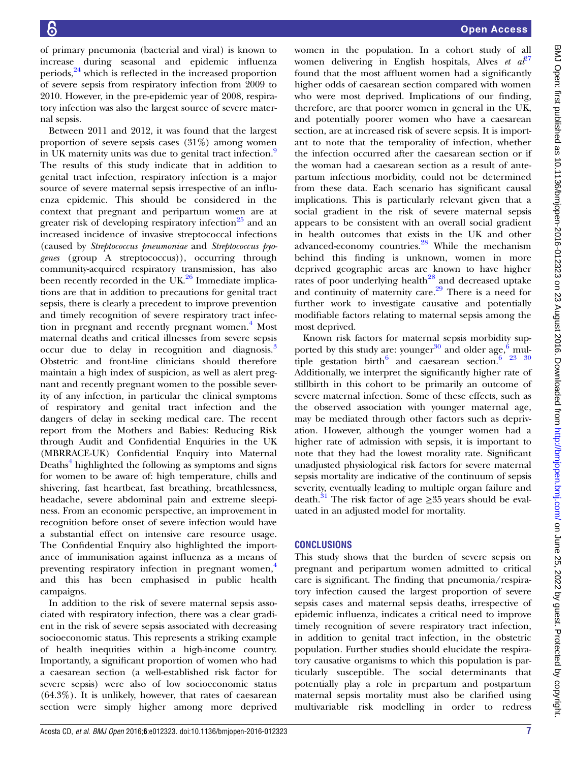of primary pneumonia (bacterial and viral) is known to increase during seasonal and epidemic influenza periods,[24] which is reflected in the increased proportion of severe sepsis from respiratory infection from 2009 to 2010. However, in the pre-epidemic year of 2008, respiratory infection was also the largest source of severe maternal sepsis.

Between 2011 and 2012, it was found that the largest proportion of severe sepsis cases (31%) among women in UK maternity units was due to genital tract infection.[9] The results of this study indicate that in addition to genital tract infection, respiratory infection is a major source of severe maternal sepsis irrespective of an influenza epidemic. This should be considered in the context that pregnant and peripartum women are at greater risk of developing respiratory infection[25] and an increased incidence of invasive streptococcal infections (caused by *Streptococcus pneumoniae* and *Streptococcus pyogenes* (group A streptococcus)), occurring through community-acquired respiratory transmission, has also been recently recorded in the UK.[26] Immediate implications are that in addition to precautions for genital tract sepsis, there is clearly a precedent to improve prevention and timely recognition of severe respiratory tract infection in pregnant and recently pregnant women.[4] Most maternal deaths and critical illnesses from severe sepsis occur due to delay in recognition and diagnosis.[3] Obstetric and front-line clinicians should therefore maintain a high index of suspicion, as well as alert pregnant and recently pregnant women to the possible severity of any infection, in particular the clinical symptoms of respiratory and genital tract infection and the dangers of delay in seeking medical care. The recent report from the Mothers and Babies: Reducing Risk through Audit and Confidential Enquiries in the UK (MBRRACE-UK) Confidential Enquiry into Maternal Deaths[4] highlighted the following as symptoms and signs for women to be aware of: high temperature, chills and shivering, fast heartbeat, fast breathing, breathlessness, headache, severe abdominal pain and extreme sleepiness. From an economic perspective, an improvement in recognition before onset of severe infection would have a substantial effect on intensive care resource usage. The Confidential Enquiry also highlighted the importance of immunisation against influenza as a means of preventing respiratory infection in pregnant women,[4] and this has been emphasised in public health campaigns.

In addition to the risk of severe maternal sepsis associated with respiratory infection, there was a clear gradient in the risk of severe sepsis associated with decreasing socioeconomic status. This represents a striking example of health inequities within a high-income country. Importantly, a significant proportion of women who had a caesarean section (a well-established risk factor for severe sepsis) were also of low socioeconomic status (64.3%). It is unlikely, however, that rates of caesarean section were simply higher among more deprived women in the population. In a cohort study of all women delivering in English hospitals, Alves *et al*[27] found that the most affluent women had a significantly higher odds of caesarean section compared with women who were most deprived. Implications of our finding, therefore, are that poorer women in general in the UK, and potentially poorer women who have a caesarean section, are at increased risk of severe sepsis. It is important to note that the temporality of infection, whether the infection occurred after the caesarean section or if the woman had a caesarean section as a result of antepartum infectious morbidity, could not be determined from these data. Each scenario has significant causal implications. This is particularly relevant given that a social gradient in the risk of severe maternal sepsis appears to be consistent with an overall social gradient in health outcomes that exists in the UK and other advanced-economy countries.[28] While the mechanism behind this finding is unknown, women in more deprived geographic areas are known to have higher rates of poor underlying health[28] and decreased uptake and continuity of maternity care.[29] There is a need for further work to investigate causative and potentially modifiable factors relating to maternal sepsis among the most deprived.

Known risk factors for maternal sepsis morbidity supported by this study are: younger[30] and older age,[6] multiple gestation birth[6] and caesarean section.[6 23 30] Additionally, we interpret the significantly higher rate of stillbirth in this cohort to be primarily an outcome of severe maternal infection. Some of these effects, such as the observed association with younger maternal age, may be mediated through other factors such as deprivation. However, although the younger women had a higher rate of admission with sepsis, it is important to note that they had the lowest morality rate. Significant unadjusted physiological risk factors for severe maternal sepsis mortality are indicative of the continuum of sepsis severity, eventually leading to multiple organ failure and death.[31] The risk factor of age ≥35 years should be evaluated in an adjusted model for mortality.

## CONCLUSIONS

This study shows that the burden of severe sepsis on pregnant and peripartum women admitted to critical care is significant. The finding that pneumonia/respiratory infection caused the largest proportion of severe sepsis cases and maternal sepsis deaths, irrespective of epidemic influenza, indicates a critical need to improve timely recognition of severe respiratory tract infection, in addition to genital tract infection, in the obstetric population. Further studies should elucidate the respiratory causative organisms to which this population is particularly susceptible. The social determinants that potentially play a role in prepartum and postpartum maternal sepsis mortality must also be clarified using multivariable risk modelling in order to redress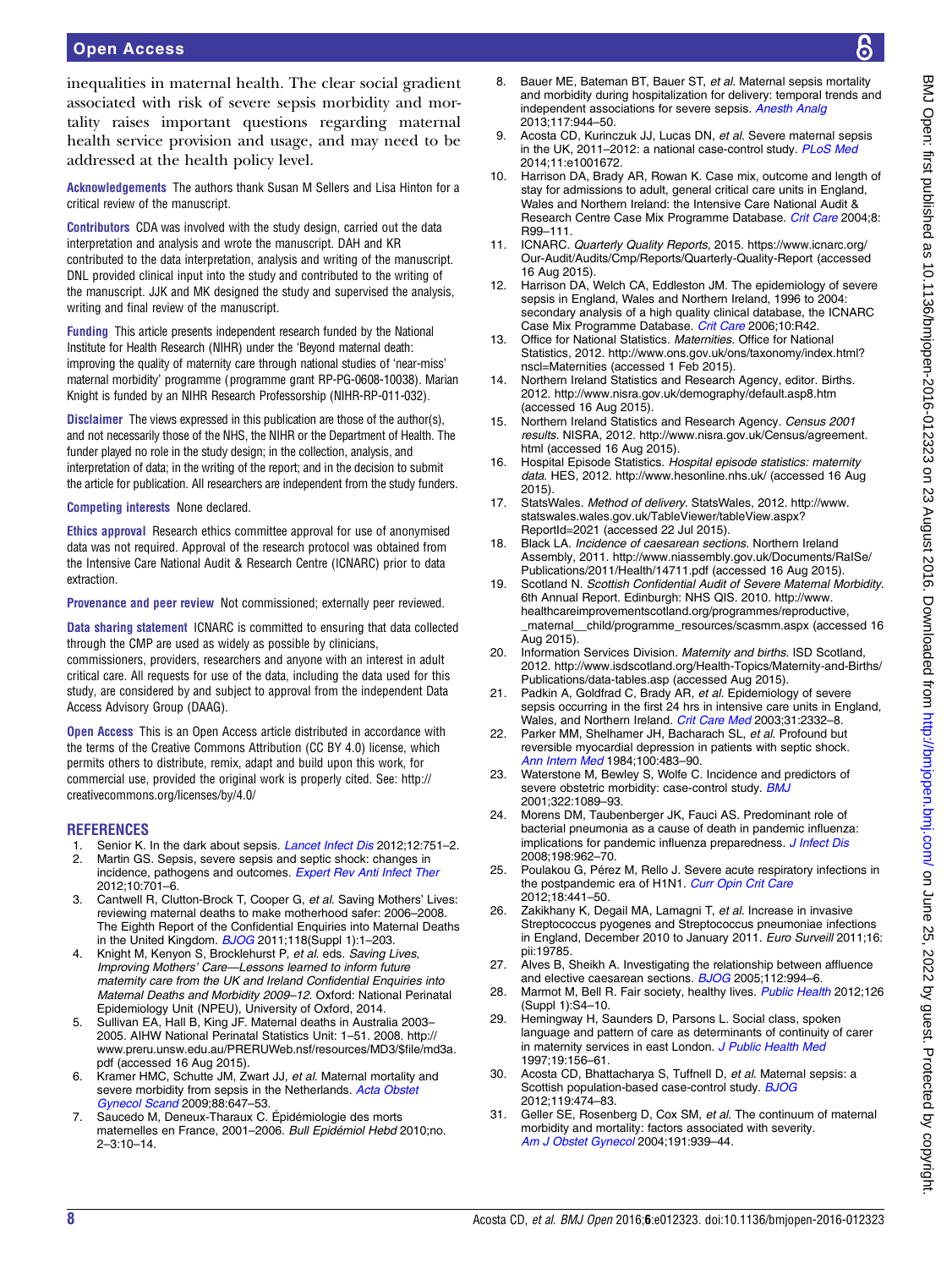inequalities in maternal health. The clear social gradient associated with risk of severe sepsis morbidity and mortality raises important questions regarding maternal health service provision and usage, and may need to be addressed at the health policy level.

**Acknowledgements** The authors thank Susan M Sellers and Lisa Hinton for a critical review of the manuscript.

**Contributors** CDA was involved with the study design, carried out the data interpretation and analysis and wrote the manuscript. DAH and KR contributed to the data interpretation, analysis and writing of the manuscript. DNL provided clinical input into the study and contributed to the writing of the manuscript. JJK and MK designed the study and supervised the analysis, writing and final review of the manuscript.

**Funding** This article presents independent research funded by the National Institute for Health Research (NIHR) under the 'Beyond maternal death: improving the quality of maternity care through national studies of 'near-miss' maternal morbidity' programme (programme grant RP-PG-0608-10038). Marian Knight is funded by an NIHR Research Professorship (NIHR-RP-011-032).

**Disclaimer** The views expressed in this publication are those of the author(s), and not necessarily those of the NHS, the NIHR or the Department of Health. The funder played no role in the study design; in the collection, analysis, and interpretation of data; in the writing of the report; and in the decision to submit the article for publication. All researchers are independent from the study funders.

**Competing interests** None declared.

**Ethics approval** Research ethics committee approval for use of anonymised data was not required. Approval of the research protocol was obtained from the Intensive Care National Audit & Research Centre (ICNARC) prior to data extraction.

**Provenance and peer review** Not commissioned; externally peer reviewed.

**Data sharing statement** ICNARC is committed to ensuring that data collected through the CMP are used as widely as possible by clinicians, commissioners, providers, researchers and anyone with an interest in adult critical care. All requests for use of the data, including the data used for this study, are considered by and subject to approval from the independent Data Access Advisory Group (DAAG).

**Open Access** This is an Open Access article distributed in accordance with the terms of the Creative Commons Attribution (CC BY 4.0) license, which permits others to distribute, remix, adapt and build upon this work, for commercial use, provided the original work is properly cited. See: http://creativecommons.org/licenses/by/4.0/

## REFERENCES

1. Senior K. In the dark about sepsis. *Lancet Infect Dis* 2012;12:751–2.
2. Martin GS. Sepsis, severe sepsis and septic shock: changes in incidence, pathogens and outcomes. *Expert Rev Anti Infect Ther* 2012;10:701–6.
3. Cantwell R, Clutton-Brock T, Cooper G, *et al*. Saving Mothers' Lives: reviewing maternal deaths to make motherhood safer: 2006–2008. The Eighth Report of the Confidential Enquiries into Maternal Deaths in the United Kingdom. *BJOG* 2011;118(Suppl 1):1–203.
4. Knight M, Kenyon S, Brocklehurst P, *et al*. eds. *Saving Lives, Improving Mothers' Care—Lessons learned to inform future maternity care from the UK and Ireland Confidential Enquiries into Maternal Deaths and Morbidity 2009–12*. Oxford: National Perinatal Epidemiology Unit (NPEU), University of Oxford, 2014.
5. Sullivan EA, Hall B, King JF. Maternal deaths in Australia 2003–2005. AIHW National Perinatal Statistics Unit: 1–51. 2008. http://www.preru.unsw.edu.au/PRERUWeb.nsf/resources/MD3/$file/md3a.pdf (accessed 16 Aug 2015).
6. Kramer HMC, Schutte JM, Zwart JJ, *et al*. Maternal mortality and severe morbidity from sepsis in the Netherlands. *Acta Obstet Gynecol Scand* 2009;88:647–53.
7. Saucedo M, Deneux-Tharaux C. Épidémiologie des morts maternelles en France, 2001–2006. *Bull Epidémiol Hebd* 2010;no. 2–3:10–14.
8. Bauer ME, Bateman BT, Bauer ST, *et al*. Maternal sepsis mortality and morbidity during hospitalization for delivery: temporal trends and independent associations for severe sepsis. *Anesth Analg* 2013;117:944–50.
9. Acosta CD, Kurinczuk JJ, Lucas DN, *et al*. Severe maternal sepsis in the UK, 2011–2012: a national case-control study. *PLoS Med* 2014;11:e1001672.
10. Harrison DA, Brady AR, Rowan K. Case mix, outcome and length of stay for admissions to adult, general critical care units in England, Wales and Northern Ireland: the Intensive Care National Audit & Research Centre Case Mix Programme Database. *Crit Care* 2004;8:R99–111.
11. ICNARC. *Quarterly Quality Reports*, 2015. https://www.icnarc.org/Our-Audit/Audits/Cmp/Reports/Quarterly-Quality-Report (accessed 16 Aug 2015).
12. Harrison DA, Welch CA, Eddleston JM. The epidemiology of severe sepsis in England, Wales and Northern Ireland, 1996 to 2004: secondary analysis of a high quality clinical database, the ICNARC Case Mix Programme Database. *Crit Care* 2006;10:R42.
13. Office for National Statistics. *Maternities*. Office for National Statistics, 2012. http://www.ons.gov.uk/ons/taxonomy/index.html?nscl=Maternities (accessed 1 Feb 2015).
14. Northern Ireland Statistics and Research Agency, editor. Births. 2012. http://www.nisra.gov.uk/demography/default.asp8.htm (accessed 16 Aug 2015).
15. Northern Ireland Statistics and Research Agency. *Census 2001 results*. NISRA, 2012. http://www.nisra.gov.uk/Census/agreement.html (accessed 16 Aug 2015).
16. Hospital Episode Statistics. *Hospital episode statistics: maternity data*. HES, 2012. http://www.hesonline.nhs.uk/ (accessed 16 Aug 2015).
17. StatsWales. *Method of delivery*. StatsWales, 2012. http://www.statswales.wales.gov.uk/TableViewer/tableView.aspx?ReportId=2021 (accessed 22 Jul 2015).
18. Black LA. *Incidence of caesarean sections*. Northern Ireland Assembly, 2011. http://www.niassembly.gov.uk/Documents/RaISe/Publications/2011/Health/14711.pdf (accessed 16 Aug 2015).
19. Scotland N. *Scottish Confidential Audit of Severe Maternal Morbidity*. 6th Annual Report. Edinburgh: NHS QIS. 2010. http://www.healthcareimprovementscotland.org/programmes/reproductive,_maternal__child/programme_resources/scasmm.aspx (accessed 16 Aug 2015).
20. Information Services Division. *Maternity and births*. ISD Scotland, 2012. http://www.isdscotland.org/Health-Topics/Maternity-and-Births/Publications/data-tables.asp (accessed Aug 2015).
21. Padkin A, Goldfrad C, Brady AR, *et al*. Epidemiology of severe sepsis occurring in the first 24 hrs in intensive care units in England, Wales, and Northern Ireland. *Crit Care Med* 2003;31:2332–8.
22. Parker MM, Shelhamer JH, Bacharach SL, *et al*. Profound but reversible myocardial depression in patients with septic shock. *Ann Intern Med* 1984;100:483–90.
23. Waterstone M, Bewley S, Wolfe C. Incidence and predictors of severe obstetric morbidity: case-control study. *BMJ* 2001;322:1089–93.
24. Morens DM, Taubenberger JK, Fauci AS. Predominant role of bacterial pneumonia as a cause of death in pandemic influenza: implications for pandemic influenza preparedness. *J Infect Dis* 2008;198:962–70.
25. Poulakou G, Pérez M, Rello J. Severe acute respiratory infections in the postpandemic era of H1N1. *Curr Opin Crit Care* 2012;18:441–50.
26. Zakikhany K, Degail MA, Lamagni T, *et al*. Increase in invasive Streptococcus pyogenes and Streptococcus pneumoniae infections in England, December 2010 to January 2011. *Euro Surveill* 2011;16: pii:19785.
27. Alves B, Sheikh A. Investigating the relationship between affluence and elective caesarean sections. *BJOG* 2005;112:994–6.
28. Marmot M, Bell R. Fair society, healthy lives. *Public Health* 2012;126 (Suppl 1):S4–10.
29. Hemingway H, Saunders D, Parsons L. Social class, spoken language and pattern of care as determinants of continuity of carer in maternity services in east London. *J Public Health Med* 1997;19:156–61.
30. Acosta CD, Bhattacharya S, Tuffnell D, *et al*. Maternal sepsis: a Scottish population-based case-control study. *BJOG* 2012;119:474–83.
31. Geller SE, Rosenberg D, Cox SM, *et al*. The continuum of maternal morbidity and mortality: factors associated with severity. *Am J Obstet Gynecol* 2004;191:939–44.